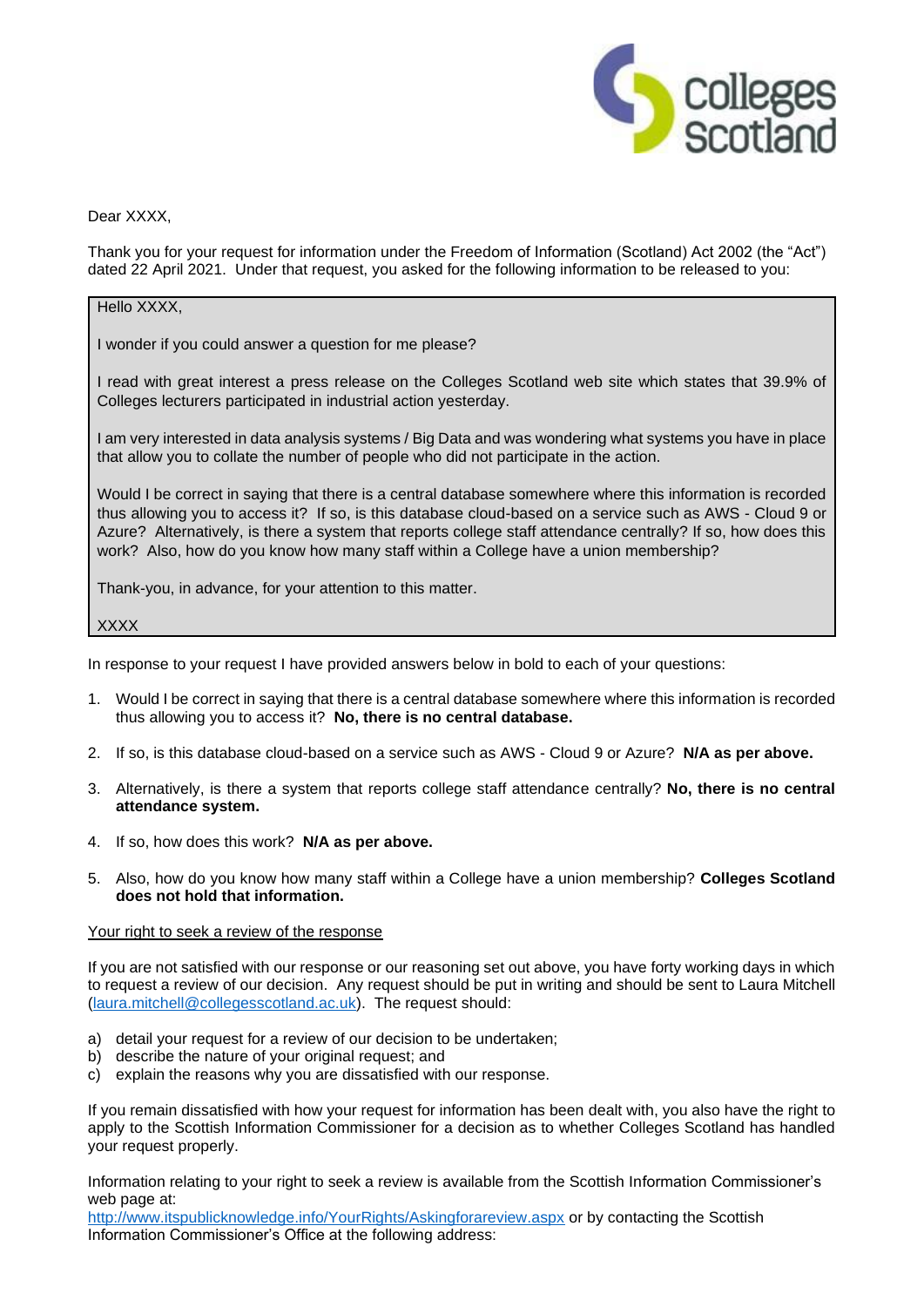Dear XXXX,

Thank you for your request for information under the Freedom of Information (Scotland) Act 2002 (the "Act") dated 22 April 2021. Under that request, you asked for the following information to be released to you:

> Hello XXXX,
>
> I wonder if you could answer a question for me please?
>
> I read with great interest a press release on the Colleges Scotland web site which states that 39.9% of Colleges lecturers participated in industrial action yesterday.
>
> I am very interested in data analysis systems / Big Data and was wondering what systems you have in place that allow you to collate the number of people who did not participate in the action.
>
> Would I be correct in saying that there is a central database somewhere where this information is recorded thus allowing you to access it? If so, is this database cloud-based on a service such as AWS - Cloud 9 or Azure? Alternatively, is there a system that reports college staff attendance centrally? If so, how does this work? Also, how do you know how many staff within a College have a union membership?
>
> Thank-you, in advance, for your attention to this matter.
>
> XXXX

In response to your request I have provided answers below in bold to each of your questions:

1. Would I be correct in saying that there is a central database somewhere where this information is recorded thus allowing you to access it? **No, there is no central database.**
2. If so, is this database cloud-based on a service such as AWS - Cloud 9 or Azure? **N/A as per above.**
3. Alternatively, is there a system that reports college staff attendance centrally? **No, there is no central attendance system.**
4. If so, how does this work? **N/A as per above.**
5. Also, how do you know how many staff within a College have a union membership? **Colleges Scotland does not hold that information.**

<u>Your right to seek a review of the response</u>

If you are not satisfied with our response or our reasoning set out above, you have forty working days in which to request a review of our decision. Any request should be put in writing and should be sent to Laura Mitchell (laura.mitchell@collegesscotland.ac.uk). The request should:

a) detail your request for a review of our decision to be undertaken;
b) describe the nature of your original request; and
c) explain the reasons why you are dissatisfied with our response.

If you remain dissatisfied with how your request for information has been dealt with, you also have the right to apply to the Scottish Information Commissioner for a decision as to whether Colleges Scotland has handled your request properly.

Information relating to your right to seek a review is available from the Scottish Information Commissioner's web page at:
http://www.itspublicknowledge.info/YourRights/Askingforareview.aspx or by contacting the Scottish Information Commissioner's Office at the following address: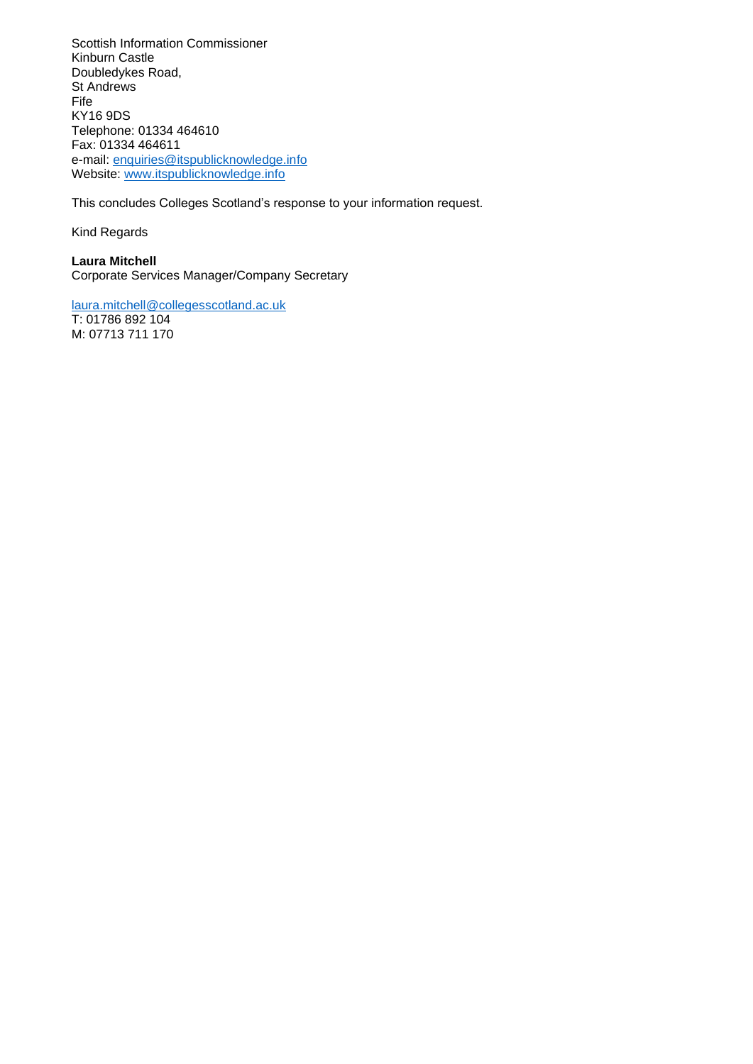Scottish Information Commissioner
Kinburn Castle
Doubledykes Road,
St Andrews
Fife
KY16 9DS
Telephone: 01334 464610
Fax: 01334 464611
e-mail: enquiries@itspublicknowledge.info
Website: www.itspublicknowledge.info

This concludes Colleges Scotland's response to your information request.

Kind Regards

**Laura Mitchell**
Corporate Services Manager/Company Secretary

laura.mitchell@collegesscotland.ac.uk
T: 01786 892 104
M: 07713 711 170